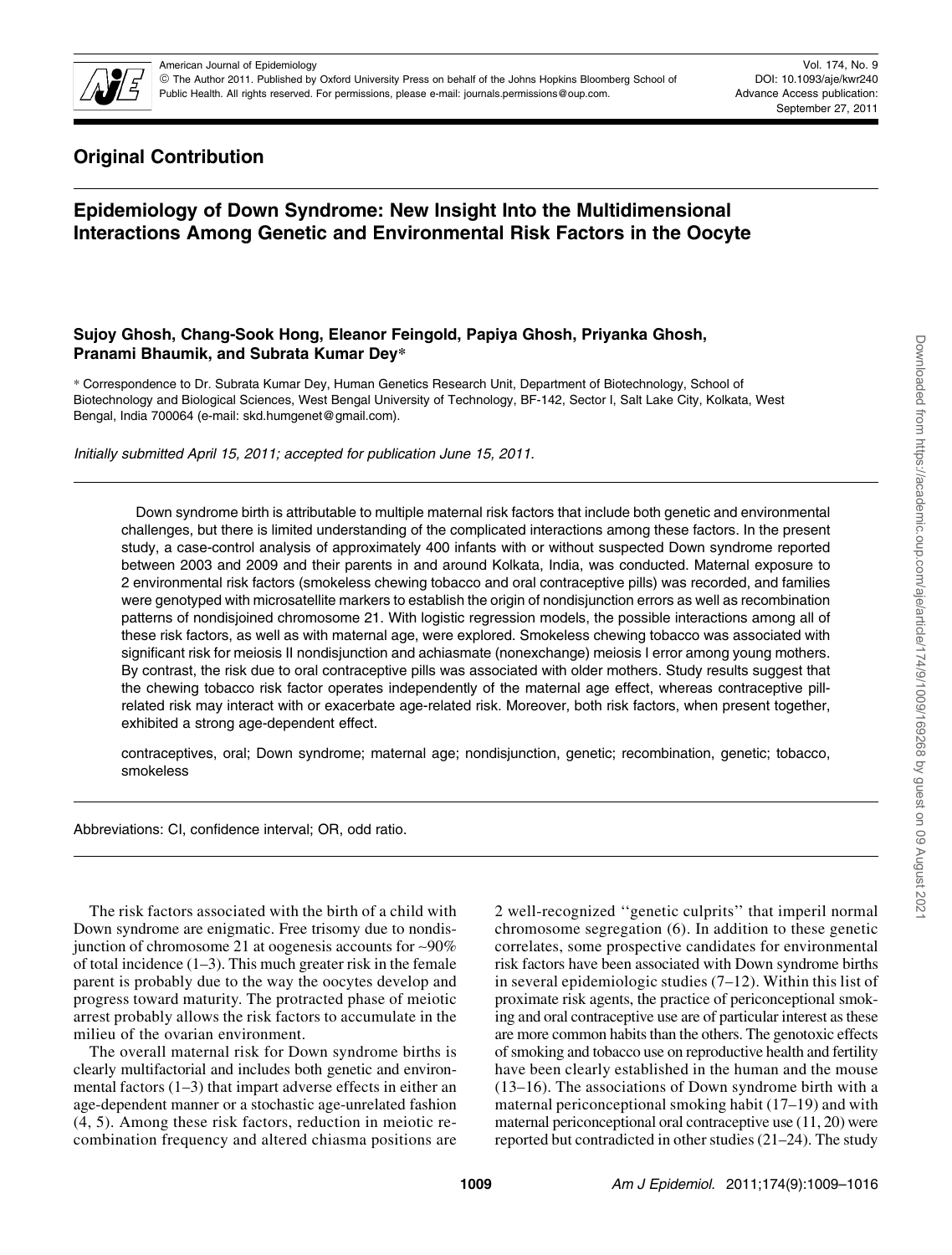## Original Contribution

# Epidemiology of Down Syndrome: New Insight Into the Multidimensional Interactions Among Genetic and Environmental Risk Factors in the Oocyte

**Sujoy Ghosh, Chang-Sook Hong, Eleanor Feingold, Papiya Ghosh, Priyanka Ghosh, Pranami Bhaumik, and Subrata Kumar Dey***

* Correspondence to Dr. Subrata Kumar Dey, Human Genetics Research Unit, Department of Biotechnology, School of Biotechnology and Biological Sciences, West Bengal University of Technology, BF-142, Sector I, Salt Lake City, Kolkata, West Bengal, India 700064 (e-mail: skd.humgenet@gmail.com).

*Initially submitted April 15, 2011; accepted for publication June 15, 2011.*

Down syndrome birth is attributable to multiple maternal risk factors that include both genetic and environmental challenges, but there is limited understanding of the complicated interactions among these factors. In the present study, a case-control analysis of approximately 400 infants with or without suspected Down syndrome reported between 2003 and 2009 and their parents in and around Kolkata, India, was conducted. Maternal exposure to 2 environmental risk factors (smokeless chewing tobacco and oral contraceptive pills) was recorded, and families were genotyped with microsatellite markers to establish the origin of nondisjunction errors as well as recombination patterns of nondisjoined chromosome 21. With logistic regression models, the possible interactions among all of these risk factors, as well as with maternal age, were explored. Smokeless chewing tobacco was associated with significant risk for meiosis II nondisjunction and achiasmate (nonexchange) meiosis I error among young mothers. By contrast, the risk due to oral contraceptive pills was associated with older mothers. Study results suggest that the chewing tobacco risk factor operates independently of the maternal age effect, whereas contraceptive pill-related risk may interact with or exacerbate age-related risk. Moreover, both risk factors, when present together, exhibited a strong age-dependent effect.

contraceptives, oral; Down syndrome; maternal age; nondisjunction, genetic; recombination, genetic; tobacco, smokeless

Abbreviations: CI, confidence interval; OR, odd ratio.

The risk factors associated with the birth of a child with Down syndrome are enigmatic. Free trisomy due to nondisjunction of chromosome 21 at oogenesis accounts for ~90% of total incidence (1–3). This much greater risk in the female parent is probably due to the way the oocytes develop and progress toward maturity. The protracted phase of meiotic arrest probably allows the risk factors to accumulate in the milieu of the ovarian environment.

The overall maternal risk for Down syndrome births is clearly multifactorial and includes both genetic and environmental factors (1–3) that impart adverse effects in either an age-dependent manner or a stochastic age-unrelated fashion (4, 5). Among these risk factors, reduction in meiotic recombination frequency and altered chiasma positions are 2 well-recognized ''genetic culprits'' that imperil normal chromosome segregation (6). In addition to these genetic correlates, some prospective candidates for environmental risk factors have been associated with Down syndrome births in several epidemiologic studies (7–12). Within this list of proximate risk agents, the practice of periconceptional smoking and oral contraceptive use are of particular interest as these are more common habits than the others. The genotoxic effects of smoking and tobacco use on reproductive health and fertility have been clearly established in the human and the mouse (13–16). The associations of Down syndrome birth with a maternal periconceptional smoking habit (17–19) and with maternal periconceptional oral contraceptive use (11, 20) were reported but contradicted in other studies (21–24). The study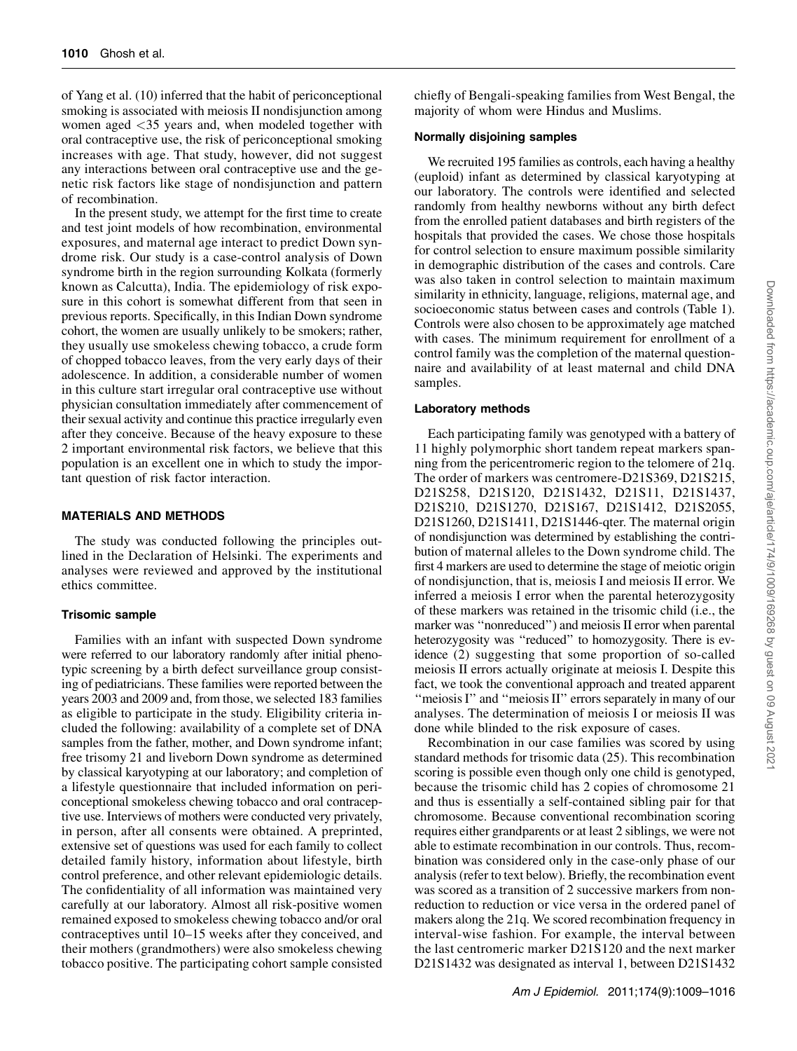of Yang et al. (10) inferred that the habit of periconceptional smoking is associated with meiosis II nondisjunction among women aged <35 years and, when modeled together with oral contraceptive use, the risk of periconceptional smoking increases with age. That study, however, did not suggest any interactions between oral contraceptive use and the genetic risk factors like stage of nondisjunction and pattern of recombination.

In the present study, we attempt for the first time to create and test joint models of how recombination, environmental exposures, and maternal age interact to predict Down syndrome risk. Our study is a case-control analysis of Down syndrome birth in the region surrounding Kolkata (formerly known as Calcutta), India. The epidemiology of risk exposure in this cohort is somewhat different from that seen in previous reports. Specifically, in this Indian Down syndrome cohort, the women are usually unlikely to be smokers; rather, they usually use smokeless chewing tobacco, a crude form of chopped tobacco leaves, from the very early days of their adolescence. In addition, a considerable number of women in this culture start irregular oral contraceptive use without physician consultation immediately after commencement of their sexual activity and continue this practice irregularly even after they conceive. Because of the heavy exposure to these 2 important environmental risk factors, we believe that this population is an excellent one in which to study the important question of risk factor interaction.

## MATERIALS AND METHODS

The study was conducted following the principles outlined in the Declaration of Helsinki. The experiments and analyses were reviewed and approved by the institutional ethics committee.

### Trisomic sample

Families with an infant with suspected Down syndrome were referred to our laboratory randomly after initial phenotypic screening by a birth defect surveillance group consisting of pediatricians. These families were reported between the years 2003 and 2009 and, from those, we selected 183 families as eligible to participate in the study. Eligibility criteria included the following: availability of a complete set of DNA samples from the father, mother, and Down syndrome infant; free trisomy 21 and liveborn Down syndrome as determined by classical karyotyping at our laboratory; and completion of a lifestyle questionnaire that included information on periconceptional smokeless chewing tobacco and oral contraceptive use. Interviews of mothers were conducted very privately, in person, after all consents were obtained. A preprinted, extensive set of questions was used for each family to collect detailed family history, information about lifestyle, birth control preference, and other relevant epidemiologic details. The confidentiality of all information was maintained very carefully at our laboratory. Almost all risk-positive women remained exposed to smokeless chewing tobacco and/or oral contraceptives until 10–15 weeks after they conceived, and their mothers (grandmothers) were also smokeless chewing tobacco positive. The participating cohort sample consisted chiefly of Bengali-speaking families from West Bengal, the majority of whom were Hindus and Muslims.

### Normally disjoining samples

We recruited 195 families as controls, each having a healthy (euploid) infant as determined by classical karyotyping at our laboratory. The controls were identified and selected randomly from healthy newborns without any birth defect from the enrolled patient databases and birth registers of the hospitals that provided the cases. We chose those hospitals for control selection to ensure maximum possible similarity in demographic distribution of the cases and controls. Care was also taken in control selection to maintain maximum similarity in ethnicity, language, religions, maternal age, and socioeconomic status between cases and controls (Table 1). Controls were also chosen to be approximately age matched with cases. The minimum requirement for enrollment of a control family was the completion of the maternal questionnaire and availability of at least maternal and child DNA samples.

### Laboratory methods

Each participating family was genotyped with a battery of 11 highly polymorphic short tandem repeat markers spanning from the pericentromeric region to the telomere of 21q. The order of markers was centromere-D21S369, D21S215, D21S258, D21S120, D21S1432, D21S11, D21S1437, D21S210, D21S1270, D21S167, D21S1412, D21S2055, D21S1260, D21S1411, D21S1446-qter. The maternal origin of nondisjunction was determined by establishing the contribution of maternal alleles to the Down syndrome child. The first 4 markers are used to determine the stage of meiotic origin of nondisjunction, that is, meiosis I and meiosis II error. We inferred a meiosis I error when the parental heterozygosity of these markers was retained in the trisomic child (i.e., the marker was "nonreduced") and meiosis II error when parental heterozygosity was "reduced" to homozygosity. There is evidence (2) suggesting that some proportion of so-called meiosis II errors actually originate at meiosis I. Despite this fact, we took the conventional approach and treated apparent "meiosis I" and "meiosis II" errors separately in many of our analyses. The determination of meiosis I or meiosis II was done while blinded to the risk exposure of cases.

Recombination in our case families was scored by using standard methods for trisomic data (25). This recombination scoring is possible even though only one child is genotyped, because the trisomic child has 2 copies of chromosome 21 and thus is essentially a self-contained sibling pair for that chromosome. Because conventional recombination scoring requires either grandparents or at least 2 siblings, we were not able to estimate recombination in our controls. Thus, recombination was considered only in the case-only phase of our analysis (refer to text below). Briefly, the recombination event was scored as a transition of 2 successive markers from nonreduction to reduction or vice versa in the ordered panel of makers along the 21q. We scored recombination frequency in interval-wise fashion. For example, the interval between the last centromeric marker D21S120 and the next marker D21S1432 was designated as interval 1, between D21S1432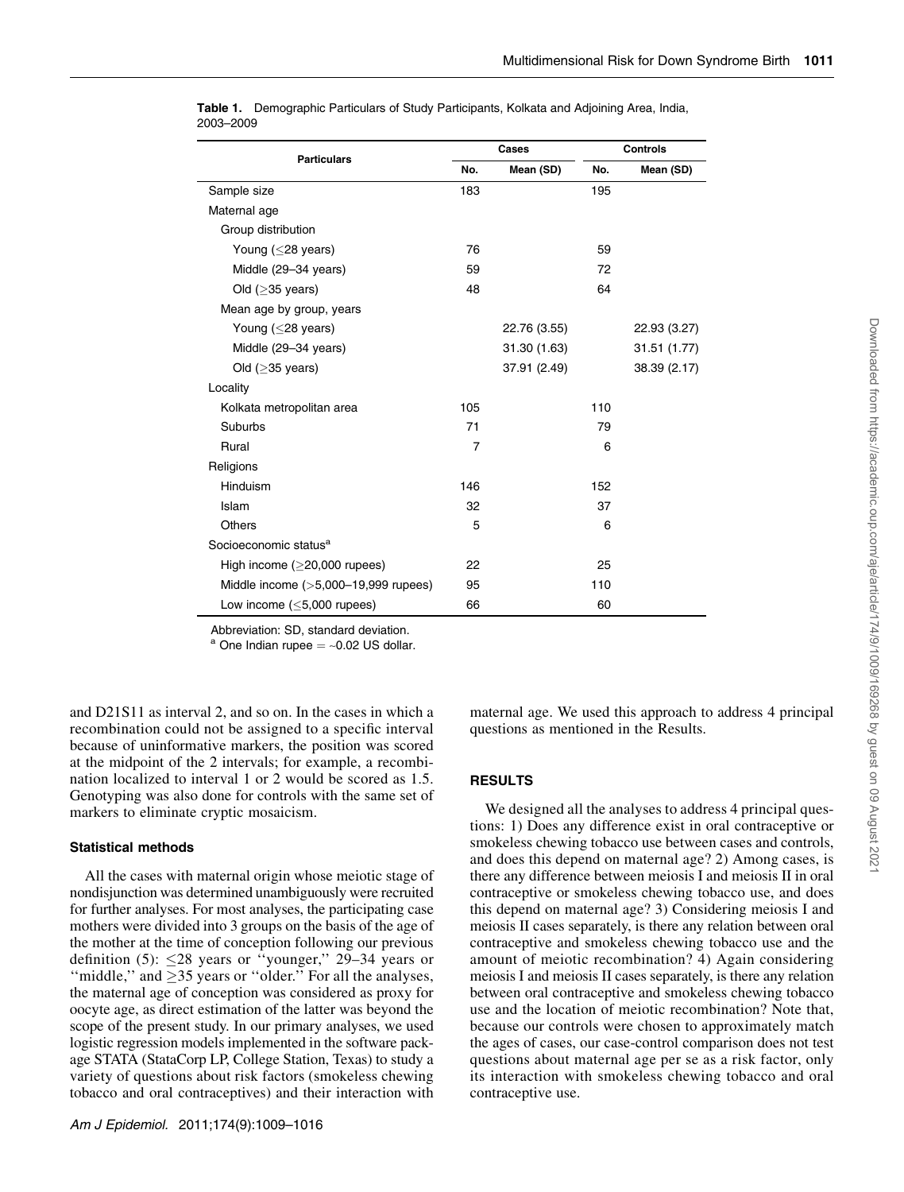**Table 1.** Demographic Particulars of Study Participants, Kolkata and Adjoining Area, India, 2003–2009

| Particulars | Cases | | Controls | |
|---|---|---|---|---|
| | No. | Mean (SD) | No. | Mean (SD) |
| Sample size | 183 | | 195 | |
| Maternal age | | | | |
| Group distribution | | | | |
| Young (≤28 years) | 76 | | 59 | |
| Middle (29–34 years) | 59 | | 72 | |
| Old (≥35 years) | 48 | | 64 | |
| Mean age by group, years | | | | |
| Young (≤28 years) | | 22.76 (3.55) | | 22.93 (3.27) |
| Middle (29–34 years) | | 31.30 (1.63) | | 31.51 (1.77) |
| Old (≥35 years) | | 37.91 (2.49) | | 38.39 (2.17) |
| Locality | | | | |
| Kolkata metropolitan area | 105 | | 110 | |
| Suburbs | 71 | | 79 | |
| Rural | 7 | | 6 | |
| Religions | | | | |
| Hinduism | 146 | | 152 | |
| Islam | 32 | | 37 | |
| Others | 5 | | 6 | |
| Socioeconomic status[a] | | | | |
| High income (≥20,000 rupees) | 22 | | 25 | |
| Middle income (>5,000–19,999 rupees) | 95 | | 110 | |
| Low income (≤5,000 rupees) | 66 | | 60 | |

Abbreviation: SD, standard deviation.
[a] One Indian rupee = ~0.02 US dollar.

and D21S11 as interval 2, and so on. In the cases in which a recombination could not be assigned to a specific interval because of uninformative markers, the position was scored at the midpoint of the 2 intervals; for example, a recombination localized to interval 1 or 2 would be scored as 1.5. Genotyping was also done for controls with the same set of markers to eliminate cryptic mosaicism.

### Statistical methods

All the cases with maternal origin whose meiotic stage of nondisjunction was determined unambiguously were recruited for further analyses. For most analyses, the participating case mothers were divided into 3 groups on the basis of the age of the mother at the time of conception following our previous definition (5): ≤28 years or ''younger,'' 29–34 years or ''middle,'' and ≥35 years or ''older.'' For all the analyses, the maternal age of conception was considered as proxy for oocyte age, as direct estimation of the latter was beyond the scope of the present study. In our primary analyses, we used logistic regression models implemented in the software package STATA (StataCorp LP, College Station, Texas) to study a variety of questions about risk factors (smokeless chewing tobacco and oral contraceptives) and their interaction with maternal age. We used this approach to address 4 principal questions as mentioned in the Results.

## RESULTS

We designed all the analyses to address 4 principal questions: 1) Does any difference exist in oral contraceptive or smokeless chewing tobacco use between cases and controls, and does this depend on maternal age? 2) Among cases, is there any difference between meiosis I and meiosis II in oral contraceptive or smokeless chewing tobacco use, and does this depend on maternal age? 3) Considering meiosis I and meiosis II cases separately, is there any relation between oral contraceptive and smokeless chewing tobacco use and the amount of meiotic recombination? 4) Again considering meiosis I and meiosis II cases separately, is there any relation between oral contraceptive and smokeless chewing tobacco use and the location of meiotic recombination? Note that, because our controls were chosen to approximately match the ages of cases, our case-control comparison does not test questions about maternal age per se as a risk factor, only its interaction with smokeless chewing tobacco and oral contraceptive use.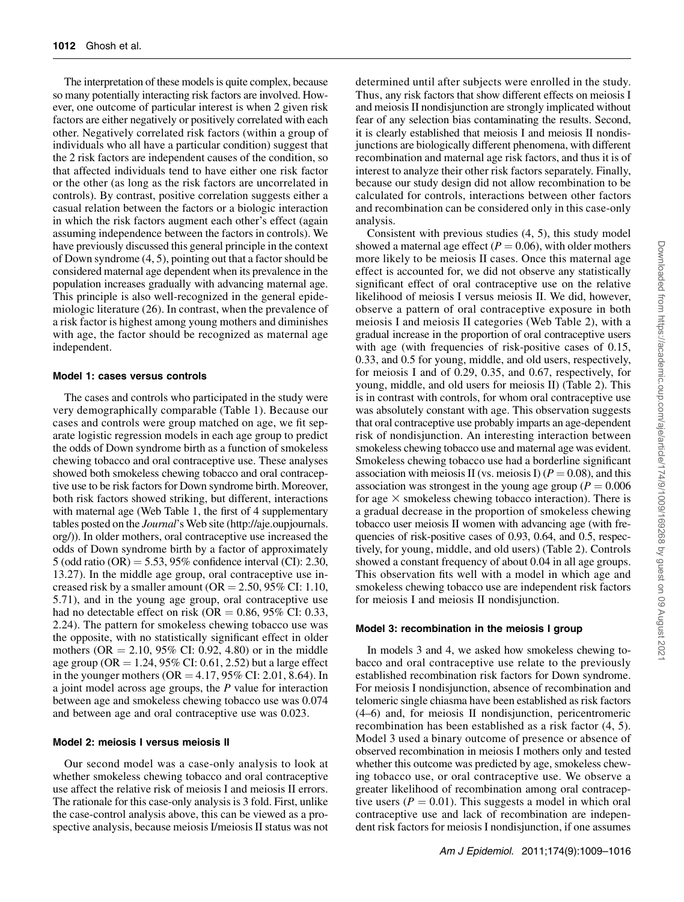The interpretation of these models is quite complex, because so many potentially interacting risk factors are involved. However, one outcome of particular interest is when 2 given risk factors are either negatively or positively correlated with each other. Negatively correlated risk factors (within a group of individuals who all have a particular condition) suggest that the 2 risk factors are independent causes of the condition, so that affected individuals tend to have either one risk factor or the other (as long as the risk factors are uncorrelated in controls). By contrast, positive correlation suggests either a casual relation between the factors or a biologic interaction in which the risk factors augment each other's effect (again assuming independence between the factors in controls). We have previously discussed this general principle in the context of Down syndrome (4, 5), pointing out that a factor should be considered maternal age dependent when its prevalence in the population increases gradually with advancing maternal age. This principle is also well-recognized in the general epidemiologic literature (26). In contrast, when the prevalence of a risk factor is highest among young mothers and diminishes with age, the factor should be recognized as maternal age independent.

### Model 1: cases versus controls

The cases and controls who participated in the study were very demographically comparable (Table 1). Because our cases and controls were group matched on age, we fit separate logistic regression models in each age group to predict the odds of Down syndrome birth as a function of smokeless chewing tobacco and oral contraceptive use. These analyses showed both smokeless chewing tobacco and oral contraceptive use to be risk factors for Down syndrome birth. Moreover, both risk factors showed striking, but different, interactions with maternal age (Web Table 1, the first of 4 supplementary tables posted on the *Journal*'s Web site (http://aje.oupjournals.org/)). In older mothers, oral contraceptive use increased the odds of Down syndrome birth by a factor of approximately 5 (odd ratio (OR) = 5.53, 95% confidence interval (CI): 2.30, 13.27). In the middle age group, oral contraceptive use increased risk by a smaller amount (OR = 2.50, 95% CI: 1.10, 5.71), and in the young age group, oral contraceptive use had no detectable effect on risk (OR = 0.86, 95% CI: 0.33, 2.24). The pattern for smokeless chewing tobacco use was the opposite, with no statistically significant effect in older mothers (OR = 2.10, 95% CI: 0.92, 4.80) or in the middle age group (OR = 1.24, 95% CI: 0.61, 2.52) but a large effect in the younger mothers (OR = 4.17, 95% CI: 2.01, 8.64). In a joint model across age groups, the $P$ value for interaction between age and smokeless chewing tobacco use was 0.074 and between age and oral contraceptive use was 0.023.

### Model 2: meiosis I versus meiosis II

Our second model was a case-only analysis to look at whether smokeless chewing tobacco and oral contraceptive use affect the relative risk of meiosis I and meiosis II errors. The rationale for this case-only analysis is 3 fold. First, unlike the case-control analysis above, this can be viewed as a prospective analysis, because meiosis I/meiosis II status was not determined until after subjects were enrolled in the study. Thus, any risk factors that show different effects on meiosis I and meiosis II nondisjunction are strongly implicated without fear of any selection bias contaminating the results. Second, it is clearly established that meiosis I and meiosis II nondisjunctions are biologically different phenomena, with different recombination and maternal age risk factors, and thus it is of interest to analyze their other risk factors separately. Finally, because our study design did not allow recombination to be calculated for controls, interactions between other factors and recombination can be considered only in this case-only analysis.

Consistent with previous studies (4, 5), this study model showed a maternal age effect ($P = 0.06$), with older mothers more likely to be meiosis II cases. Once this maternal age effect is accounted for, we did not observe any statistically significant effect of oral contraceptive use on the relative likelihood of meiosis I versus meiosis II. We did, however, observe a pattern of oral contraceptive exposure in both meiosis I and meiosis II categories (Web Table 2), with a gradual increase in the proportion of oral contraceptive users with age (with frequencies of risk-positive cases of 0.15, 0.33, and 0.5 for young, middle, and old users, respectively, for meiosis I and of 0.29, 0.35, and 0.67, respectively, for young, middle, and old users for meiosis II) (Table 2). This is in contrast with controls, for whom oral contraceptive use was absolutely constant with age. This observation suggests that oral contraceptive use probably imparts an age-dependent risk of nondisjunction. An interesting interaction between smokeless chewing tobacco use and maternal age was evident. Smokeless chewing tobacco use had a borderline significant association with meiosis II (vs. meiosis I) ($P = 0.08$), and this association was strongest in the young age group ($P = 0.006$ for age × smokeless chewing tobacco interaction). There is a gradual decrease in the proportion of smokeless chewing tobacco user meiosis II women with advancing age (with frequencies of risk-positive cases of 0.93, 0.64, and 0.5, respectively, for young, middle, and old users) (Table 2). Controls showed a constant frequency of about 0.04 in all age groups. This observation fits well with a model in which age and smokeless chewing tobacco use are independent risk factors for meiosis I and meiosis II nondisjunction.

### Model 3: recombination in the meiosis I group

In models 3 and 4, we asked how smokeless chewing tobacco and oral contraceptive use relate to the previously established recombination risk factors for Down syndrome. For meiosis I nondisjunction, absence of recombination and telomeric single chiasma have been established as risk factors (4–6) and, for meiosis II nondisjunction, pericentromeric recombination has been established as a risk factor (4, 5). Model 3 used a binary outcome of presence or absence of observed recombination in meiosis I mothers only and tested whether this outcome was predicted by age, smokeless chewing tobacco use, or oral contraceptive use. We observe a greater likelihood of recombination among oral contraceptive users ($P = 0.01$). This suggests a model in which oral contraceptive use and lack of recombination are independent risk factors for meiosis I nondisjunction, if one assumes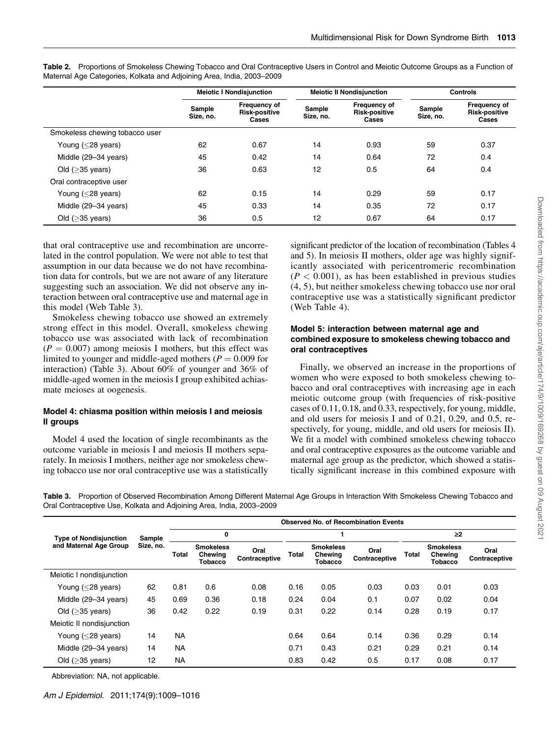**Table 2.** Proportions of Smokeless Chewing Tobacco and Oral Contraceptive Users in Control and Meiotic Outcome Groups as a Function of Maternal Age Categories, Kolkata and Adjoining Area, India, 2003–2009

| | Meiotic I Nondisjunction | | Meiotic II Nondisjunction | | Controls | |
|---|---|---|---|---|---|---|
| | Sample Size, no. | Frequency of Risk-positive Cases | Sample Size, no. | Frequency of Risk-positive Cases | Sample Size, no. | Frequency of Risk-positive Cases |
| Smokeless chewing tobacco user | | | | | | |
| Young (≤28 years) | 62 | 0.67 | 14 | 0.93 | 59 | 0.37 |
| Middle (29–34 years) | 45 | 0.42 | 14 | 0.64 | 72 | 0.4 |
| Old (≥35 years) | 36 | 0.63 | 12 | 0.5 | 64 | 0.4 |
| Oral contraceptive user | | | | | | |
| Young (≤28 years) | 62 | 0.15 | 14 | 0.29 | 59 | 0.17 |
| Middle (29–34 years) | 45 | 0.33 | 14 | 0.35 | 72 | 0.17 |
| Old (≥35 years) | 36 | 0.5 | 12 | 0.67 | 64 | 0.17 |

that oral contraceptive use and recombination are uncorrelated in the control population. We were not able to test that assumption in our data because we do not have recombination data for controls, but we are not aware of any literature suggesting such an association. We did not observe any interaction between oral contraceptive use and maternal age in this model (Web Table 3).

Smokeless chewing tobacco use showed an extremely strong effect in this model. Overall, smokeless chewing tobacco use was associated with lack of recombination ($P = 0.007$) among meiosis I mothers, but this effect was limited to younger and middle-aged mothers ($P = 0.009$ for interaction) (Table 3). About 60% of younger and 36% of middle-aged women in the meiosis I group exhibited achiasmate meioses at oogenesis.

### Model 4: chiasma position within meiosis I and meiosis II groups

Model 4 used the location of single recombinants as the outcome variable in meiosis I and meiosis II mothers separately. In meiosis I mothers, neither age nor smokeless chewing tobacco use nor oral contraceptive use was a statistically significant predictor of the location of recombination (Tables 4 and 5). In meiosis II mothers, older age was highly significantly associated with pericentromeric recombination ($P < 0.001$), as has been established in previous studies (4, 5), but neither smokeless chewing tobacco use nor oral contraceptive use was a statistically significant predictor (Web Table 4).

### Model 5: interaction between maternal age and combined exposure to smokeless chewing tobacco and oral contraceptives

Finally, we observed an increase in the proportions of women who were exposed to both smokeless chewing tobacco and oral contraceptives with increasing age in each meiotic outcome group (with frequencies of risk-positive cases of 0.11, 0.18, and 0.33, respectively, for young, middle, and old users for meiosis I and of 0.21, 0.29, and 0.5, respectively, for young, middle, and old users for meiosis II). We fit a model with combined smokeless chewing tobacco and oral contraceptive exposures as the outcome variable and maternal age group as the predictor, which showed a statistically significant increase in this combined exposure with

**Table 3.** Proportion of Observed Recombination Among Different Maternal Age Groups in Interaction With Smokeless Chewing Tobacco and Oral Contraceptive Use, Kolkata and Adjoining Area, India, 2003–2009

| Type of Nondisjunction and Maternal Age Group | Sample Size, no. | Observed No. of Recombination Events | | | | | | | | |
|---|---|---|---|---|---|---|---|---|---|---|
| | | 0 | | | 1 | | | ≥2 | | |
| | | Total | Smokeless Chewing Tobacco | Oral Contraceptive | Total | Smokeless Chewing Tobacco | Oral Contraceptive | Total | Smokeless Chewing Tobacco | Oral Contraceptive |
| Meiotic I nondisjunction | | | | | | | | | | |
| Young (≤28 years) | 62 | 0.81 | 0.6 | 0.08 | 0.16 | 0.05 | 0.03 | 0.03 | 0.01 | 0.03 |
| Middle (29–34 years) | 45 | 0.69 | 0.36 | 0.18 | 0.24 | 0.04 | 0.1 | 0.07 | 0.02 | 0.04 |
| Old (≥35 years) | 36 | 0.42 | 0.22 | 0.19 | 0.31 | 0.22 | 0.14 | 0.28 | 0.19 | 0.17 |
| Meiotic II nondisjunction | | | | | | | | | | |
| Young (≤28 years) | 14 | NA | | | 0.64 | 0.64 | 0.14 | 0.36 | 0.29 | 0.14 |
| Middle (29–34 years) | 14 | NA | | | 0.71 | 0.43 | 0.21 | 0.29 | 0.21 | 0.14 |
| Old (≥35 years) | 12 | NA | | | 0.83 | 0.42 | 0.5 | 0.17 | 0.08 | 0.17 |

Abbreviation: NA, not applicable.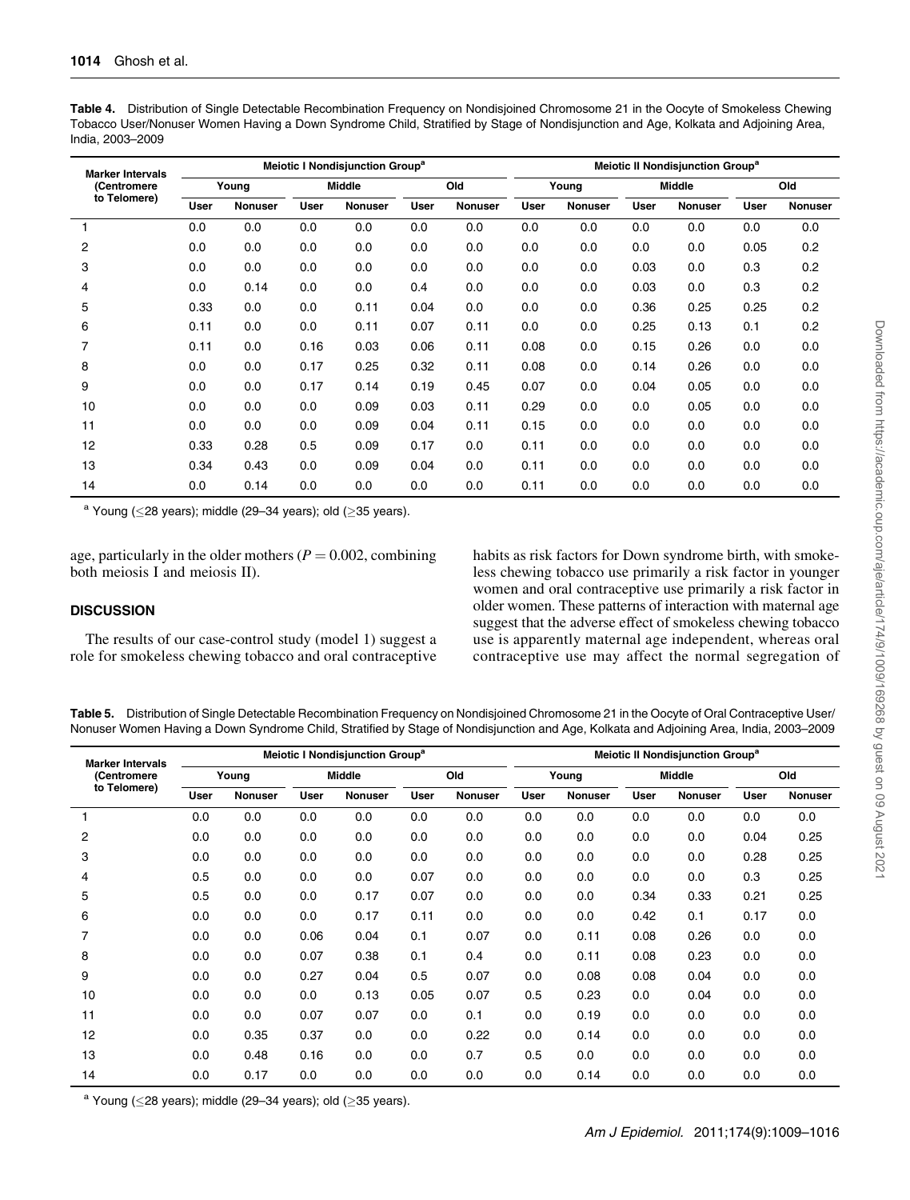**Table 4.** Distribution of Single Detectable Recombination Frequency on Nondisjoined Chromosome 21 in the Oocyte of Smokeless Chewing Tobacco User/Nonuser Women Having a Down Syndrome Child, Stratified by Stage of Nondisjunction and Age, Kolkata and Adjoining Area, India, 2003–2009

| Marker Intervals (Centromere to Telomere) | Meiotic I Nondisjunction Group[a] | | | | | | Meiotic II Nondisjunction Group[a] | | | | | |
|---|---|---|---|---|---|---|---|---|---|---|---|---|
| | Young | | Middle | | Old | | Young | | Middle | | Old | |
| | User | Nonuser | User | Nonuser | User | Nonuser | User | Nonuser | User | Nonuser | User | Nonuser |
| 1 | 0.0 | 0.0 | 0.0 | 0.0 | 0.0 | 0.0 | 0.0 | 0.0 | 0.0 | 0.0 | 0.0 | 0.0 |
| 2 | 0.0 | 0.0 | 0.0 | 0.0 | 0.0 | 0.0 | 0.0 | 0.0 | 0.0 | 0.0 | 0.05 | 0.2 |
| 3 | 0.0 | 0.0 | 0.0 | 0.0 | 0.0 | 0.0 | 0.0 | 0.0 | 0.03 | 0.0 | 0.3 | 0.2 |
| 4 | 0.0 | 0.14 | 0.0 | 0.0 | 0.4 | 0.0 | 0.0 | 0.0 | 0.03 | 0.0 | 0.3 | 0.2 |
| 5 | 0.33 | 0.0 | 0.0 | 0.11 | 0.04 | 0.0 | 0.0 | 0.0 | 0.36 | 0.25 | 0.25 | 0.2 |
| 6 | 0.11 | 0.0 | 0.0 | 0.11 | 0.07 | 0.11 | 0.0 | 0.0 | 0.25 | 0.13 | 0.1 | 0.2 |
| 7 | 0.11 | 0.0 | 0.16 | 0.03 | 0.06 | 0.11 | 0.08 | 0.0 | 0.15 | 0.26 | 0.0 | 0.0 |
| 8 | 0.0 | 0.0 | 0.17 | 0.25 | 0.32 | 0.11 | 0.08 | 0.0 | 0.14 | 0.26 | 0.0 | 0.0 |
| 9 | 0.0 | 0.0 | 0.17 | 0.14 | 0.19 | 0.45 | 0.07 | 0.0 | 0.04 | 0.05 | 0.0 | 0.0 |
| 10 | 0.0 | 0.0 | 0.0 | 0.09 | 0.03 | 0.11 | 0.29 | 0.0 | 0.0 | 0.05 | 0.0 | 0.0 |
| 11 | 0.0 | 0.0 | 0.0 | 0.09 | 0.04 | 0.11 | 0.15 | 0.0 | 0.0 | 0.0 | 0.0 | 0.0 |
| 12 | 0.33 | 0.28 | 0.5 | 0.09 | 0.17 | 0.0 | 0.11 | 0.0 | 0.0 | 0.0 | 0.0 | 0.0 |
| 13 | 0.34 | 0.43 | 0.0 | 0.09 | 0.04 | 0.0 | 0.11 | 0.0 | 0.0 | 0.0 | 0.0 | 0.0 |
| 14 | 0.0 | 0.14 | 0.0 | 0.0 | 0.0 | 0.0 | 0.11 | 0.0 | 0.0 | 0.0 | 0.0 | 0.0 |

[a] Young (≤28 years); middle (29–34 years); old (≥35 years).

age, particularly in the older mothers ($P = 0.002$, combining both meiosis I and meiosis II).

## DISCUSSION

The results of our case-control study (model 1) suggest a role for smokeless chewing tobacco and oral contraceptive habits as risk factors for Down syndrome birth, with smokeless chewing tobacco use primarily a risk factor in younger women and oral contraceptive use primarily a risk factor in older women. These patterns of interaction with maternal age suggest that the adverse effect of smokeless chewing tobacco use is apparently maternal age independent, whereas oral contraceptive use may affect the normal segregation of

**Table 5.** Distribution of Single Detectable Recombination Frequency on Nondisjoined Chromosome 21 in the Oocyte of Oral Contraceptive User/Nonuser Women Having a Down Syndrome Child, Stratified by Stage of Nondisjunction and Age, Kolkata and Adjoining Area, India, 2003–2009

| Marker Intervals (Centromere to Telomere) | Meiotic I Nondisjunction Group[a] | | | | | | Meiotic II Nondisjunction Group[a] | | | | | |
|---|---|---|---|---|---|---|---|---|---|---|---|---|
| | Young | | Middle | | Old | | Young | | Middle | | Old | |
| | User | Nonuser | User | Nonuser | User | Nonuser | User | Nonuser | User | Nonuser | User | Nonuser |
| 1 | 0.0 | 0.0 | 0.0 | 0.0 | 0.0 | 0.0 | 0.0 | 0.0 | 0.0 | 0.0 | 0.0 | 0.0 |
| 2 | 0.0 | 0.0 | 0.0 | 0.0 | 0.0 | 0.0 | 0.0 | 0.0 | 0.0 | 0.0 | 0.04 | 0.25 |
| 3 | 0.0 | 0.0 | 0.0 | 0.0 | 0.0 | 0.0 | 0.0 | 0.0 | 0.0 | 0.0 | 0.28 | 0.25 |
| 4 | 0.5 | 0.0 | 0.0 | 0.0 | 0.07 | 0.0 | 0.0 | 0.0 | 0.0 | 0.0 | 0.3 | 0.25 |
| 5 | 0.5 | 0.0 | 0.0 | 0.17 | 0.07 | 0.0 | 0.0 | 0.0 | 0.34 | 0.33 | 0.21 | 0.25 |
| 6 | 0.0 | 0.0 | 0.0 | 0.17 | 0.11 | 0.0 | 0.0 | 0.0 | 0.42 | 0.1 | 0.17 | 0.0 |
| 7 | 0.0 | 0.0 | 0.06 | 0.04 | 0.1 | 0.07 | 0.0 | 0.11 | 0.08 | 0.26 | 0.0 | 0.0 |
| 8 | 0.0 | 0.0 | 0.07 | 0.38 | 0.1 | 0.4 | 0.0 | 0.11 | 0.08 | 0.23 | 0.0 | 0.0 |
| 9 | 0.0 | 0.0 | 0.27 | 0.04 | 0.5 | 0.07 | 0.0 | 0.08 | 0.08 | 0.04 | 0.0 | 0.0 |
| 10 | 0.0 | 0.0 | 0.0 | 0.13 | 0.05 | 0.07 | 0.5 | 0.23 | 0.0 | 0.04 | 0.0 | 0.0 |
| 11 | 0.0 | 0.0 | 0.07 | 0.07 | 0.0 | 0.1 | 0.0 | 0.19 | 0.0 | 0.0 | 0.0 | 0.0 |
| 12 | 0.0 | 0.35 | 0.37 | 0.0 | 0.0 | 0.22 | 0.0 | 0.14 | 0.0 | 0.0 | 0.0 | 0.0 |
| 13 | 0.0 | 0.48 | 0.16 | 0.0 | 0.0 | 0.7 | 0.5 | 0.0 | 0.0 | 0.0 | 0.0 | 0.0 |
| 14 | 0.0 | 0.17 | 0.0 | 0.0 | 0.0 | 0.0 | 0.0 | 0.14 | 0.0 | 0.0 | 0.0 | 0.0 |

[a] Young (≤28 years); middle (29–34 years); old (≥35 years).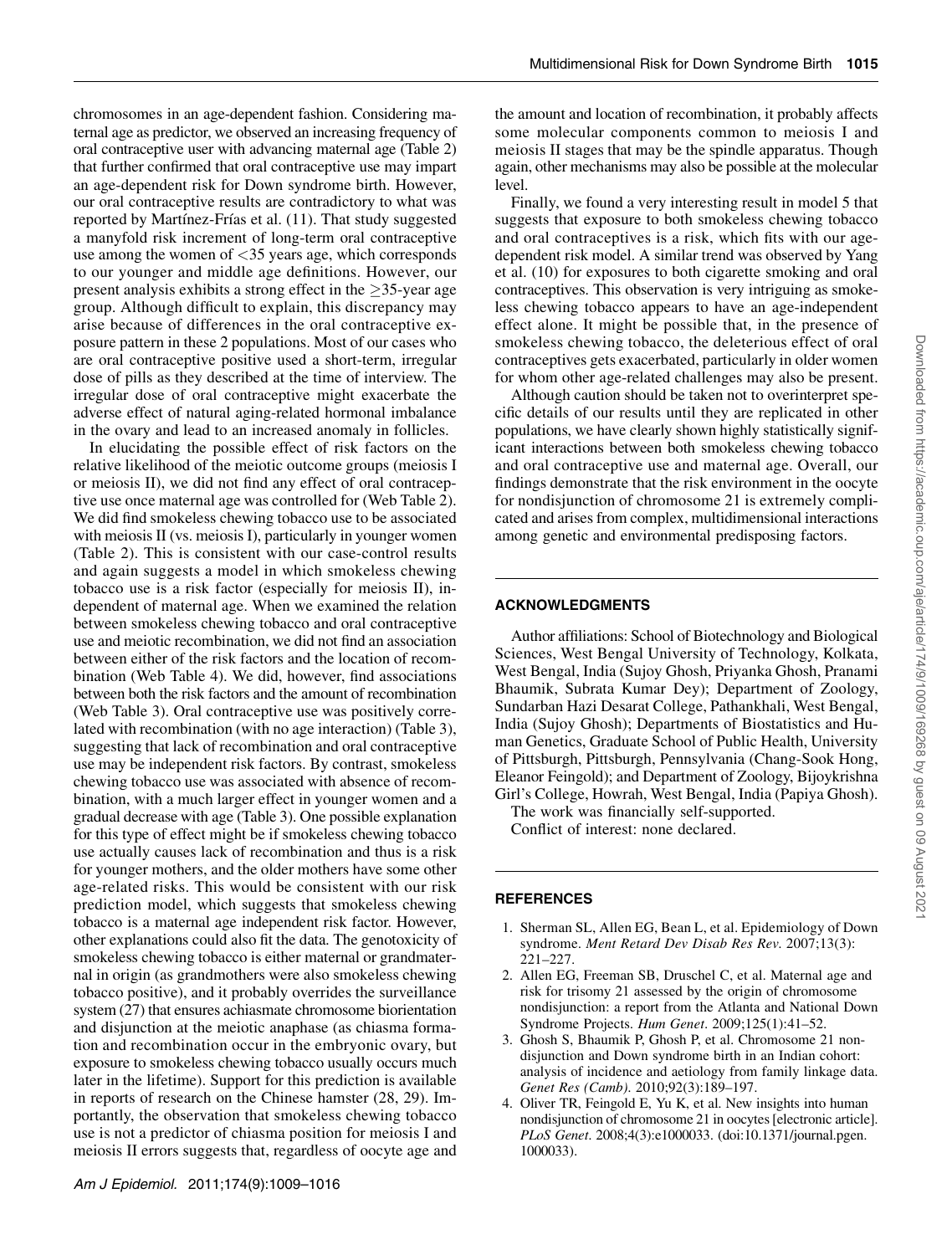chromosomes in an age-dependent fashion. Considering maternal age as predictor, we observed an increasing frequency of oral contraceptive user with advancing maternal age (Table 2) that further confirmed that oral contraceptive use may impart an age-dependent risk for Down syndrome birth. However, our oral contraceptive results are contradictory to what was reported by Martínez-Frías et al. (11). That study suggested a manyfold risk increment of long-term oral contraceptive use among the women of <35 years age, which corresponds to our younger and middle age definitions. However, our present analysis exhibits a strong effect in the ≥35-year age group. Although difficult to explain, this discrepancy may arise because of differences in the oral contraceptive exposure pattern in these 2 populations. Most of our cases who are oral contraceptive positive used a short-term, irregular dose of pills as they described at the time of interview. The irregular dose of oral contraceptive might exacerbate the adverse effect of natural aging-related hormonal imbalance in the ovary and lead to an increased anomaly in follicles.

In elucidating the possible effect of risk factors on the relative likelihood of the meiotic outcome groups (meiosis I or meiosis II), we did not find any effect of oral contraceptive use once maternal age was controlled for (Web Table 2). We did find smokeless chewing tobacco use to be associated with meiosis II (vs. meiosis I), particularly in younger women (Table 2). This is consistent with our case-control results and again suggests a model in which smokeless chewing tobacco use is a risk factor (especially for meiosis II), independent of maternal age. When we examined the relation between smokeless chewing tobacco and oral contraceptive use and meiotic recombination, we did not find an association between either of the risk factors and the location of recombination (Web Table 4). We did, however, find associations between both the risk factors and the amount of recombination (Web Table 3). Oral contraceptive use was positively correlated with recombination (with no age interaction) (Table 3), suggesting that lack of recombination and oral contraceptive use may be independent risk factors. By contrast, smokeless chewing tobacco use was associated with absence of recombination, with a much larger effect in younger women and a gradual decrease with age (Table 3). One possible explanation for this type of effect might be if smokeless chewing tobacco use actually causes lack of recombination and thus is a risk for younger mothers, and the older mothers have some other age-related risks. This would be consistent with our risk prediction model, which suggests that smokeless chewing tobacco is a maternal age independent risk factor. However, other explanations could also fit the data. The genotoxicity of smokeless chewing tobacco is either maternal or grandmaternal in origin (as grandmothers were also smokeless chewing tobacco positive), and it probably overrides the surveillance system (27) that ensures achiasmate chromosome biorientation and disjunction at the meiotic anaphase (as chiasma formation and recombination occur in the embryonic ovary, but exposure to smokeless chewing tobacco usually occurs much later in the lifetime). Support for this prediction is available in reports of research on the Chinese hamster (28, 29). Importantly, the observation that smokeless chewing tobacco use is not a predictor of chiasma position for meiosis I and meiosis II errors suggests that, regardless of oocyte age and the amount and location of recombination, it probably affects some molecular components common to meiosis I and meiosis II stages that may be the spindle apparatus. Though again, other mechanisms may also be possible at the molecular level.

Finally, we found a very interesting result in model 5 that suggests that exposure to both smokeless chewing tobacco and oral contraceptives is a risk, which fits with our age-dependent risk model. A similar trend was observed by Yang et al. (10) for exposures to both cigarette smoking and oral contraceptives. This observation is very intriguing as smokeless chewing tobacco appears to have an age-independent effect alone. It might be possible that, in the presence of smokeless chewing tobacco, the deleterious effect of oral contraceptives gets exacerbated, particularly in older women for whom other age-related challenges may also be present.

Although caution should be taken not to overinterpret specific details of our results until they are replicated in other populations, we have clearly shown highly statistically significant interactions between both smokeless chewing tobacco and oral contraceptive use and maternal age. Overall, our findings demonstrate that the risk environment in the oocyte for nondisjunction of chromosome 21 is extremely complicated and arises from complex, multidimensional interactions among genetic and environmental predisposing factors.

## ACKNOWLEDGMENTS

Author affiliations: School of Biotechnology and Biological Sciences, West Bengal University of Technology, Kolkata, West Bengal, India (Sujoy Ghosh, Priyanka Ghosh, Pranami Bhaumik, Subrata Kumar Dey); Department of Zoology, Sundarban Hazi Desarat College, Pathankhali, West Bengal, India (Sujoy Ghosh); Departments of Biostatistics and Human Genetics, Graduate School of Public Health, University of Pittsburgh, Pittsburgh, Pennsylvania (Chang-Sook Hong, Eleanor Feingold); and Department of Zoology, Bijoykrishna Girl's College, Howrah, West Bengal, India (Papiya Ghosh).

The work was financially self-supported.

Conflict of interest: none declared.

## REFERENCES

1. Sherman SL, Allen EG, Bean L, et al. Epidemiology of Down syndrome. *Ment Retard Dev Disab Res Rev*. 2007;13(3): 221–227.
2. Allen EG, Freeman SB, Druschel C, et al. Maternal age and risk for trisomy 21 assessed by the origin of chromosome nondisjunction: a report from the Atlanta and National Down Syndrome Projects. *Hum Genet*. 2009;125(1):41–52.
3. Ghosh S, Bhaumik P, Ghosh P, et al. Chromosome 21 nondisjunction and Down syndrome birth in an Indian cohort: analysis of incidence and aetiology from family linkage data. *Genet Res (Camb)*. 2010;92(3):189–197.
4. Oliver TR, Feingold E, Yu K, et al. New insights into human nondisjunction of chromosome 21 in oocytes [electronic article]. *PLoS Genet*. 2008;4(3):e1000033. (doi:10.1371/journal.pgen.1000033).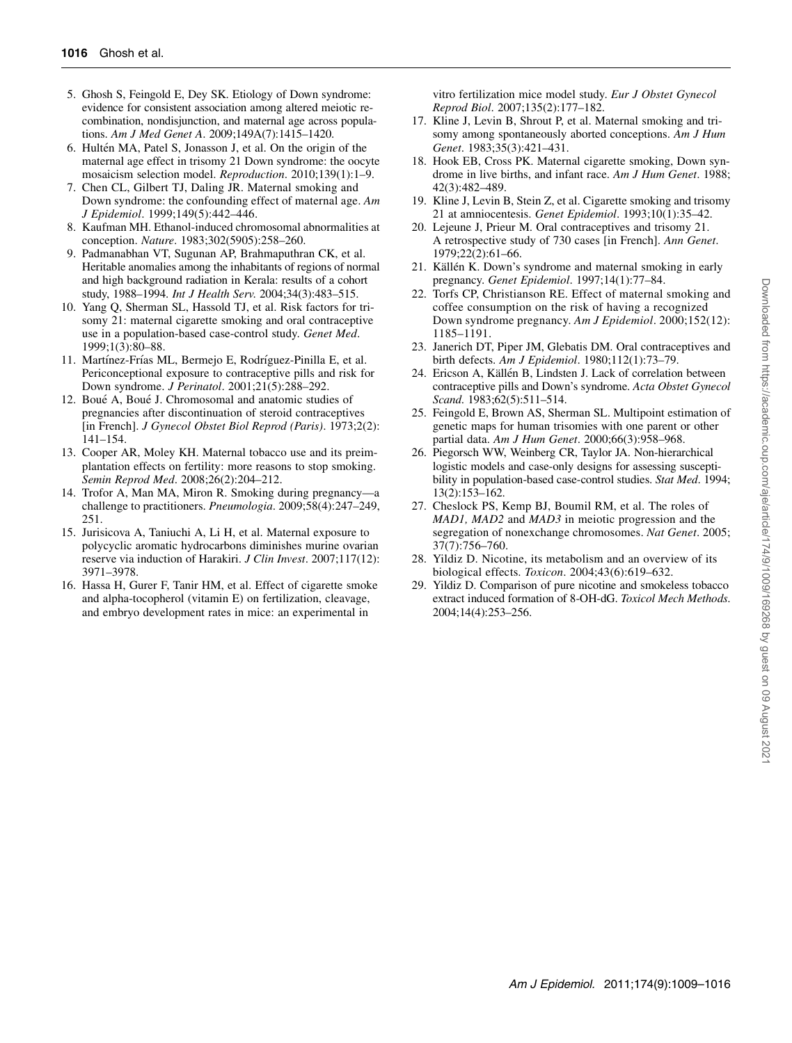5. Ghosh S, Feingold E, Dey SK. Etiology of Down syndrome: evidence for consistent association among altered meiotic recombination, nondisjunction, and maternal age across populations. *Am J Med Genet A*. 2009;149A(7):1415–1420.
6. Hultén MA, Patel S, Jonasson J, et al. On the origin of the maternal age effect in trisomy 21 Down syndrome: the oocyte mosaicism selection model. *Reproduction*. 2010;139(1):1–9.
7. Chen CL, Gilbert TJ, Daling JR. Maternal smoking and Down syndrome: the confounding effect of maternal age. *Am J Epidemiol*. 1999;149(5):442–446.
8. Kaufman MH. Ethanol-induced chromosomal abnormalities at conception. *Nature*. 1983;302(5905):258–260.
9. Padmanabhan VT, Sugunan AP, Brahmaputhran CK, et al. Heritable anomalies among the inhabitants of regions of normal and high background radiation in Kerala: results of a cohort study, 1988–1994. *Int J Health Serv*. 2004;34(3):483–515.
10. Yang Q, Sherman SL, Hassold TJ, et al. Risk factors for trisomy 21: maternal cigarette smoking and oral contraceptive use in a population-based case-control study. *Genet Med*. 1999;1(3):80–88.
11. Martínez-Frías ML, Bermejo E, Rodríguez-Pinilla E, et al. Periconceptional exposure to contraceptive pills and risk for Down syndrome. *J Perinatol*. 2001;21(5):288–292.
12. Boué A, Boué J. Chromosomal and anatomic studies of pregnancies after discontinuation of steroid contraceptives [in French]. *J Gynecol Obstet Biol Reprod (Paris)*. 1973;2(2):141–154.
13. Cooper AR, Moley KH. Maternal tobacco use and its preimplantation effects on fertility: more reasons to stop smoking. *Semin Reprod Med*. 2008;26(2):204–212.
14. Trofor A, Man MA, Miron R. Smoking during pregnancy—a challenge to practitioners. *Pneumologia*. 2009;58(4):247–249, 251.
15. Jurisicova A, Taniuchi A, Li H, et al. Maternal exposure to polycyclic aromatic hydrocarbons diminishes murine ovarian reserve via induction of Harakiri. *J Clin Invest*. 2007;117(12):3971–3978.
16. Hassa H, Gurer F, Tanir HM, et al. Effect of cigarette smoke and alpha-tocopherol (vitamin E) on fertilization, cleavage, and embryo development rates in mice: an experimental in vitro fertilization mice model study. *Eur J Obstet Gynecol Reprod Biol*. 2007;135(2):177–182.
17. Kline J, Levin B, Shrout P, et al. Maternal smoking and trisomy among spontaneously aborted conceptions. *Am J Hum Genet*. 1983;35(3):421–431.
18. Hook EB, Cross PK. Maternal cigarette smoking, Down syndrome in live births, and infant race. *Am J Hum Genet*. 1988;42(3):482–489.
19. Kline J, Levin B, Stein Z, et al. Cigarette smoking and trisomy 21 at amniocentesis. *Genet Epidemiol*. 1993;10(1):35–42.
20. Lejeune J, Prieur M. Oral contraceptives and trisomy 21. A retrospective study of 730 cases [in French]. *Ann Genet*. 1979;22(2):61–66.
21. Källén K. Down's syndrome and maternal smoking in early pregnancy. *Genet Epidemiol*. 1997;14(1):77–84.
22. Torfs CP, Christianson RE. Effect of maternal smoking and coffee consumption on the risk of having a recognized Down syndrome pregnancy. *Am J Epidemiol*. 2000;152(12):1185–1191.
23. Janerich DT, Piper JM, Glebatis DM. Oral contraceptives and birth defects. *Am J Epidemiol*. 1980;112(1):73–79.
24. Ericson A, Källén B, Lindsten J. Lack of correlation between contraceptive pills and Down's syndrome. *Acta Obstet Gynecol Scand*. 1983;62(5):511–514.
25. Feingold E, Brown AS, Sherman SL. Multipoint estimation of genetic maps for human trisomies with one parent or other partial data. *Am J Hum Genet*. 2000;66(3):958–968.
26. Piegorsch WW, Weinberg CR, Taylor JA. Non-hierarchical logistic models and case-only designs for assessing susceptibility in population-based case-control studies. *Stat Med*. 1994;13(2):153–162.
27. Cheslock PS, Kemp BJ, Boumil RM, et al. The roles of *MAD1, MAD2* and *MAD3* in meiotic progression and the segregation of nonexchange chromosomes. *Nat Genet*. 2005;37(7):756–760.
28. Yildiz D. Nicotine, its metabolism and an overview of its biological effects. *Toxicon*. 2004;43(6):619–632.
29. Yildiz D. Comparison of pure nicotine and smokeless tobacco extract induced formation of 8-OH-dG. *Toxicol Mech Methods*. 2004;14(4):253–256.